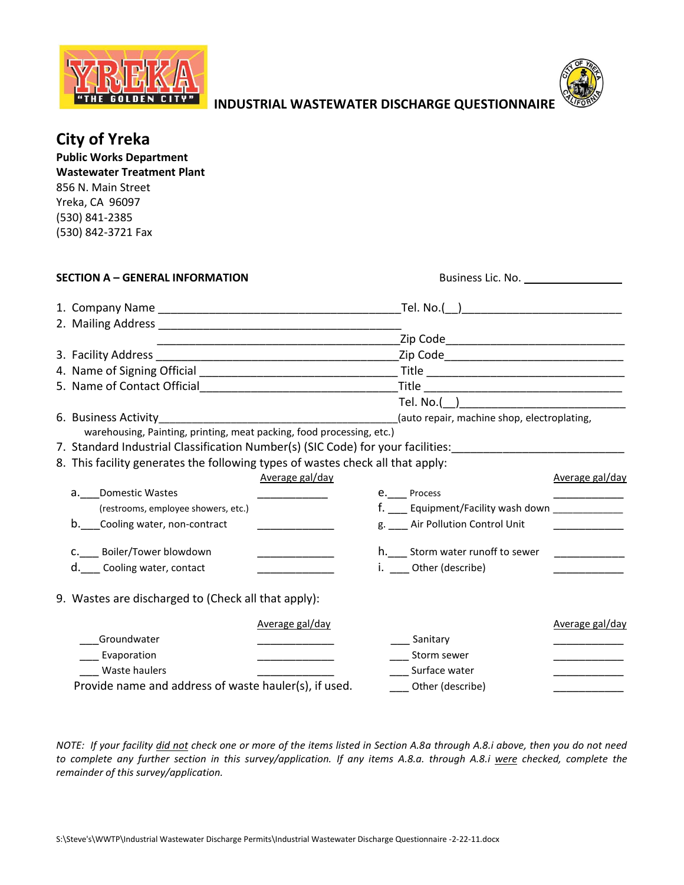YREKA "THE GOLDEN CITY"

**INDUSTRIAL WASTEWATER DISCHARGE QUESTIONNAIRE**

# City of Yreka

**Public Works Department**
**Wastewater Treatment Plant**
856 N. Main Street
Yreka, CA 96097
(530) 841-2385
(530) 842-3721 Fax

**SECTION A – GENERAL INFORMATION** Business Lic. No. ________________

1. Company Name ______________________________________Tel. No.(__)________________________
2. Mailing Address ______________________________________
   ______________________________________Zip Code___________________________
3. Facility Address ______________________________________Zip Code___________________________
4. Name of Signing Official ______________________________ Title ______________________________
5. Name of Contact Official______________________________Title ______________________________
   Tel. No.(__)___________________________
6. Business Activity______________________________________(auto repair, machine shop, electroplating, warehousing, Painting, printing, meat packing, food processing, etc.)
7. Standard Industrial Classification Number(s) (SIC Code) for your facilities:__________________________
8. This facility generates the following types of wastes check all that apply:

| | Average gal/day | | Average gal/day |
|---|---|---|---|
| a.___Domestic Wastes (restrooms, employee showers, etc.) | ___________ | e.___ Process | ___________ |
| b.___Cooling water, non-contract | ___________ | f. ___ Equipment/Facility wash down | ___________ |
| | | g. ___ Air Pollution Control Unit | ___________ |
| c.___ Boiler/Tower blowdown | ___________ | h.___ Storm water runoff to sewer | ___________ |
| d.___ Cooling water, contact | ___________ | i. ___ Other (describe) | ___________ |

9. Wastes are discharged to (Check all that apply):

| | Average gal/day | | Average gal/day |
|---|---|---|---|
| ___Groundwater | ___________ | ___ Sanitary | ___________ |
| ___ Evaporation | ___________ | ___ Storm sewer | ___________ |
| ___ Waste haulers | ___________ | ___ Surface water | ___________ |
| Provide name and address of waste hauler(s), if used. | | ___ Other (describe) | ___________ |

*NOTE: If your facility did not check one or more of the items listed in Section A.8a through A.8.i above, then you do not need to complete any further section in this survey/application. If any items A.8.a. through A.8.i were checked, complete the remainder of this survey/application.*

S:\Steve's\WWTP\Industrial Wastewater Discharge Permits\Industrial Wastewater Discharge Questionnaire -2-22-11.docx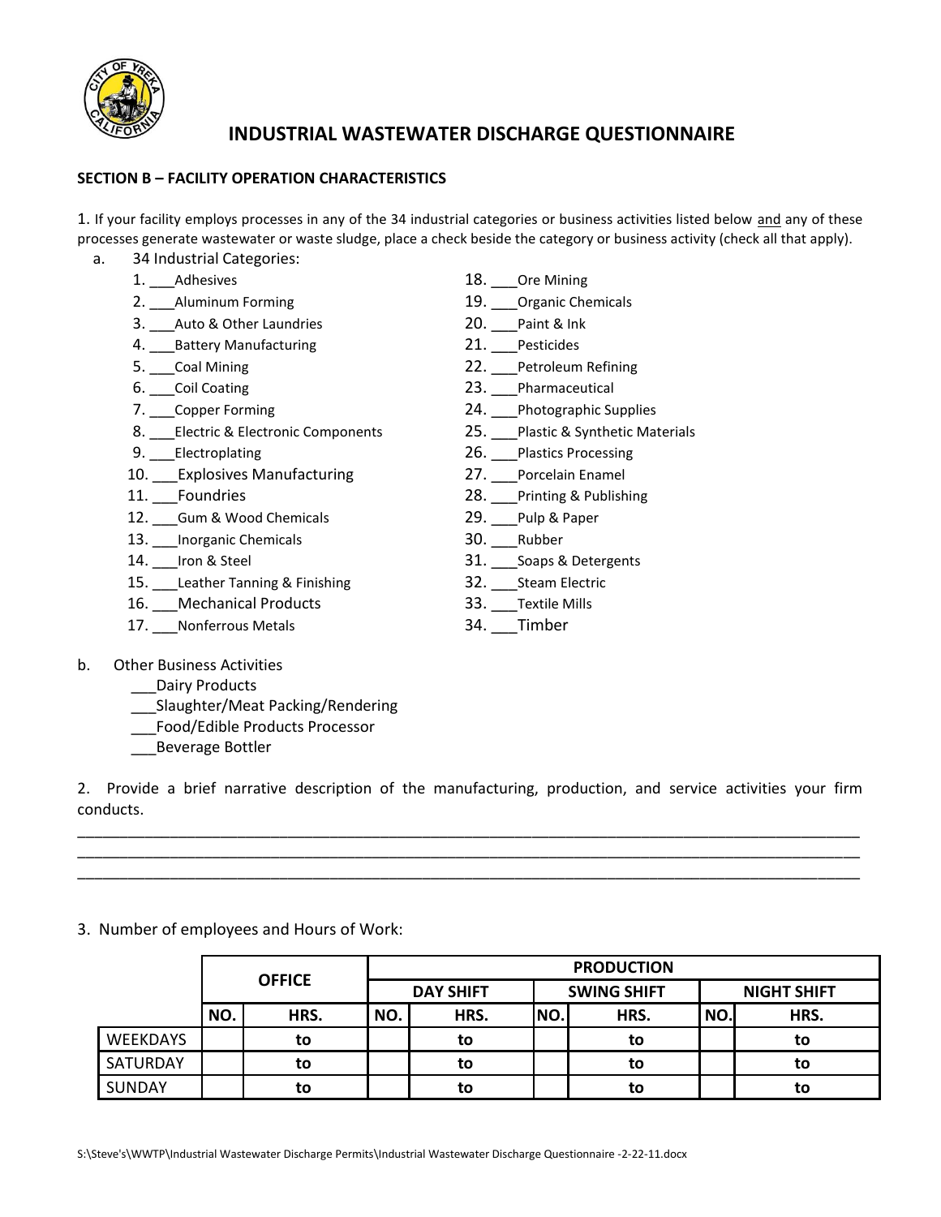# INDUSTRIAL WASTEWATER DISCHARGE QUESTIONNAIRE

## SECTION B – FACILITY OPERATION CHARACTERISTICS

1. If your facility employs processes in any of the 34 industrial categories or business activities listed below and any of these processes generate wastewater or waste sludge, place a check beside the category or business activity (check all that apply).

a. 34 Industrial Categories:

1. ___Adhesives
2. ___Aluminum Forming
3. ___Auto & Other Laundries
4. ___Battery Manufacturing
5. ___Coal Mining
6. ___Coil Coating
7. ___Copper Forming
8. ___Electric & Electronic Components
9. ___Electroplating
10. ___Explosives Manufacturing
11. ___Foundries
12. ___Gum & Wood Chemicals
13. ___Inorganic Chemicals
14. ___Iron & Steel
15. ___Leather Tanning & Finishing
16. ___Mechanical Products
17. ___Nonferrous Metals
18. ___Ore Mining
19. ___Organic Chemicals
20. ___Paint & Ink
21. ___Pesticides
22. ___Petroleum Refining
23. ___Pharmaceutical
24. ___Photographic Supplies
25. ___Plastic & Synthetic Materials
26. ___Plastics Processing
27. ___Porcelain Enamel
28. ___Printing & Publishing
29. ___Pulp & Paper
30. ___Rubber
31. ___Soaps & Detergents
32. ___Steam Electric
33. ___Textile Mills
34. ___Timber

b. Other Business Activities

___Dairy Products
___Slaughter/Meat Packing/Rendering
___Food/Edible Products Processor
___Beverage Bottler

2. Provide a brief narrative description of the manufacturing, production, and service activities your firm conducts.

______________________________________________________________________________
______________________________________________________________________________
______________________________________________________________________________

3. Number of employees and Hours of Work:

| | OFFICE | | PRODUCTION | | | | | |
|---|---|---|---|---|---|---|---|---|
| | | | DAY SHIFT | | SWING SHIFT | | NIGHT SHIFT | |
| | NO. | HRS. | NO. | HRS. | NO. | HRS. | NO. | HRS. |
| WEEKDAYS | | to | | to | | to | | to |
| SATURDAY | | to | | to | | to | | to |
| SUNDAY | | to | | to | | to | | to |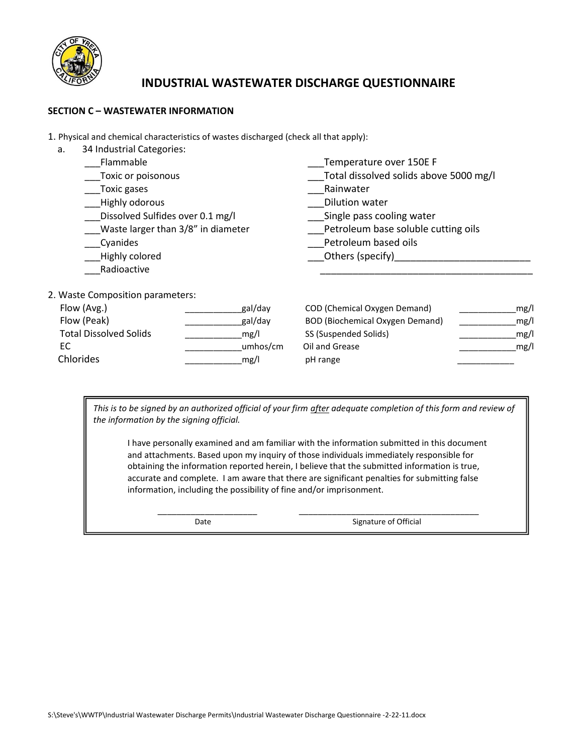# INDUSTRIAL WASTEWATER DISCHARGE QUESTIONNAIRE

**SECTION C – WASTEWATER INFORMATION**

1. Physical and chemical characteristics of wastes discharged (check all that apply):
   a. 34 Industrial Categories:

| | |
|---|---|
| ___Flammable | ___Temperature over 150E F |
| ___Toxic or poisonous | ___Total dissolved solids above 5000 mg/l |
| ___Toxic gases | ___Rainwater |
| ___Highly odorous | ___Dilution water |
| ___Dissolved Sulfides over 0.1 mg/l | ___Single pass cooling water |
| ___Waste larger than 3/8" in diameter | ___Petroleum base soluble cutting oils |
| ___Cyanides | ___Petroleum based oils |
| ___Highly colored | ___Others (specify)_________________________ |
| ___Radioactive | _________________________________________ |

2. Waste Composition parameters:

| | | | |
|---|---|---|---|
| Flow (Avg.) | ____________gal/day | COD (Chemical Oxygen Demand) | ____________mg/l |
| Flow (Peak) | ____________gal/day | BOD (Biochemical Oxygen Demand) | ____________mg/l |
| Total Dissolved Solids | ____________mg/l | SS (Suspended Solids) | ____________mg/l |
| EC | ____________umhos/cm | Oil and Grease | ____________mg/l |
| Chlorides | ____________mg/l | pH range | ____________ |

*This is to be signed by an authorized official of your firm <u>after</u> adequate completion of this form and review of the information by the signing official.*

I have personally examined and am familiar with the information submitted in this document and attachments. Based upon my inquiry of those individuals immediately responsible for obtaining the information reported herein, I believe that the submitted information is true, accurate and complete. I am aware that there are significant penalties for submitting false information, including the possibility of fine and/or imprisonment.

_____________________ Date

_______________________________________ Signature of Official

S:\Steve's\WWTP\Industrial Wastewater Discharge Permits\Industrial Wastewater Discharge Questionnaire -2-22-11.docx